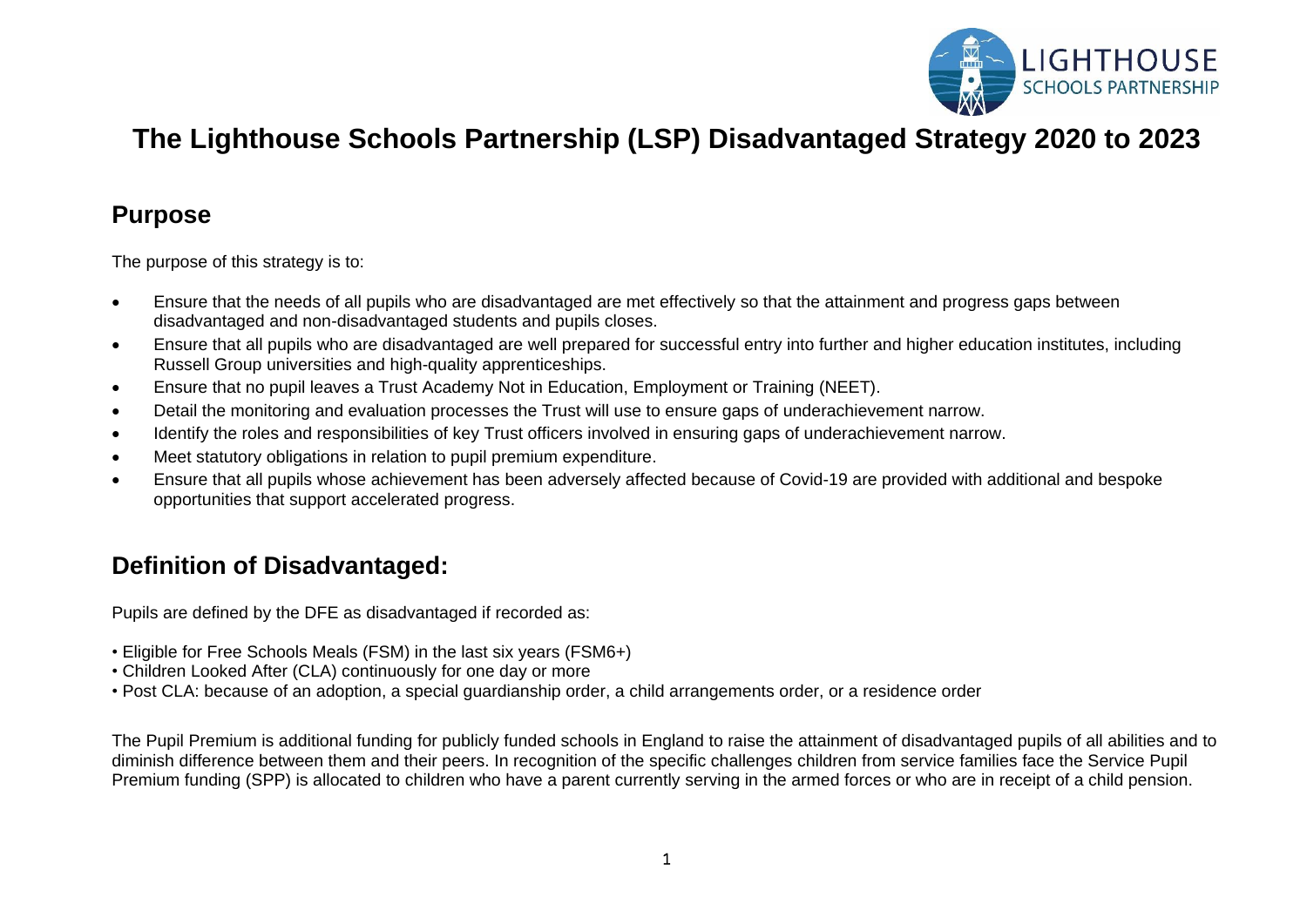# The Lighthouse Schools Partnership (LSP) Disadvantaged Strategy 2020 to 2023

## Purpose

The purpose of this strategy is to:

- Ensure that the needs of all pupils who are disadvantaged are met effectively so that the attainment and progress gaps between disadvantaged and non-disadvantaged students and pupils closes.
- Ensure that all pupils who are disadvantaged are well prepared for successful entry into further and higher education institutes, including Russell Group universities and high-quality apprenticeships.
- Ensure that no pupil leaves a Trust Academy Not in Education, Employment or Training (NEET).
- Detail the monitoring and evaluation processes the Trust will use to ensure gaps of underachievement narrow.
- Identify the roles and responsibilities of key Trust officers involved in ensuring gaps of underachievement narrow.
- Meet statutory obligations in relation to pupil premium expenditure.
- Ensure that all pupils whose achievement has been adversely affected because of Covid-19 are provided with additional and bespoke opportunities that support accelerated progress.

## Definition of Disadvantaged:

Pupils are defined by the DFE as disadvantaged if recorded as:

- Eligible for Free Schools Meals (FSM) in the last six years (FSM6+)
- Children Looked After (CLA) continuously for one day or more
- Post CLA: because of an adoption, a special guardianship order, a child arrangements order, or a residence order

The Pupil Premium is additional funding for publicly funded schools in England to raise the attainment of disadvantaged pupils of all abilities and to diminish difference between them and their peers. In recognition of the specific challenges children from service families face the Service Pupil Premium funding (SPP) is allocated to children who have a parent currently serving in the armed forces or who are in receipt of a child pension.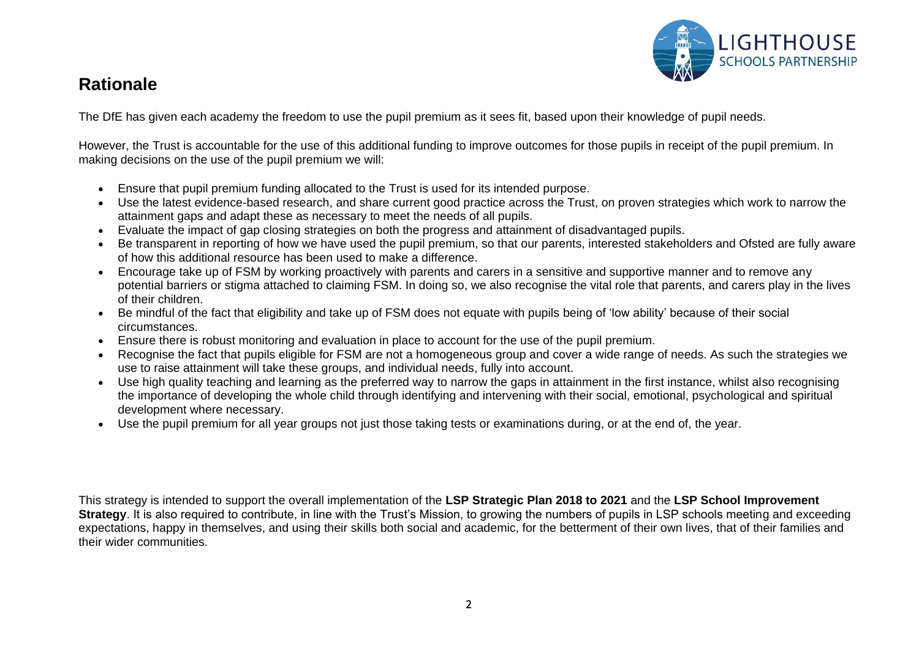## Rationale

The DfE has given each academy the freedom to use the pupil premium as it sees fit, based upon their knowledge of pupil needs.

However, the Trust is accountable for the use of this additional funding to improve outcomes for those pupils in receipt of the pupil premium. In making decisions on the use of the pupil premium we will:

- Ensure that pupil premium funding allocated to the Trust is used for its intended purpose.
- Use the latest evidence-based research, and share current good practice across the Trust, on proven strategies which work to narrow the attainment gaps and adapt these as necessary to meet the needs of all pupils.
- Evaluate the impact of gap closing strategies on both the progress and attainment of disadvantaged pupils.
- Be transparent in reporting of how we have used the pupil premium, so that our parents, interested stakeholders and Ofsted are fully aware of how this additional resource has been used to make a difference.
- Encourage take up of FSM by working proactively with parents and carers in a sensitive and supportive manner and to remove any potential barriers or stigma attached to claiming FSM. In doing so, we also recognise the vital role that parents, and carers play in the lives of their children.
- Be mindful of the fact that eligibility and take up of FSM does not equate with pupils being of 'low ability' because of their social circumstances.
- Ensure there is robust monitoring and evaluation in place to account for the use of the pupil premium.
- Recognise the fact that pupils eligible for FSM are not a homogeneous group and cover a wide range of needs. As such the strategies we use to raise attainment will take these groups, and individual needs, fully into account.
- Use high quality teaching and learning as the preferred way to narrow the gaps in attainment in the first instance, whilst also recognising the importance of developing the whole child through identifying and intervening with their social, emotional, psychological and spiritual development where necessary.
- Use the pupil premium for all year groups not just those taking tests or examinations during, or at the end of, the year.

This strategy is intended to support the overall implementation of the **LSP Strategic Plan 2018 to 2021** and the **LSP School Improvement Strategy**. It is also required to contribute, in line with the Trust's Mission, to growing the numbers of pupils in LSP schools meeting and exceeding expectations, happy in themselves, and using their skills both social and academic, for the betterment of their own lives, that of their families and their wider communities.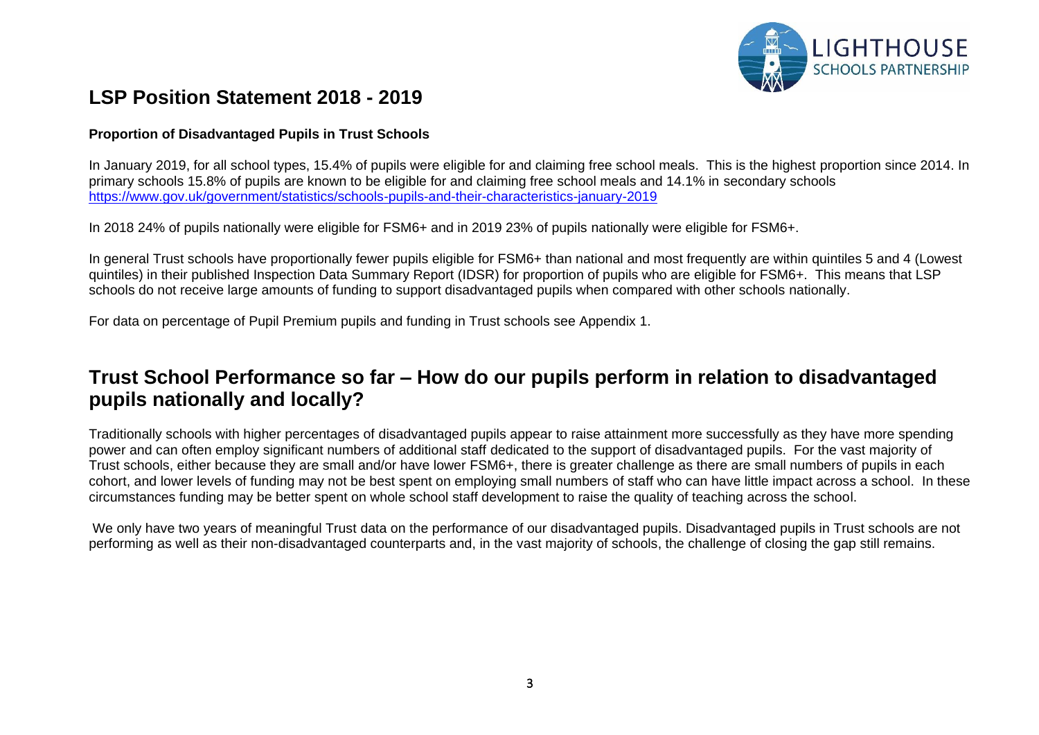## LSP Position Statement 2018 - 2019

**Proportion of Disadvantaged Pupils in Trust Schools**

In January 2019, for all school types, 15.4% of pupils were eligible for and claiming free school meals. This is the highest proportion since 2014. In primary schools 15.8% of pupils are known to be eligible for and claiming free school meals and 14.1% in secondary schools https://www.gov.uk/government/statistics/schools-pupils-and-their-characteristics-january-2019

In 2018 24% of pupils nationally were eligible for FSM6+ and in 2019 23% of pupils nationally were eligible for FSM6+.

In general Trust schools have proportionally fewer pupils eligible for FSM6+ than national and most frequently are within quintiles 5 and 4 (Lowest quintiles) in their published Inspection Data Summary Report (IDSR) for proportion of pupils who are eligible for FSM6+. This means that LSP schools do not receive large amounts of funding to support disadvantaged pupils when compared with other schools nationally.

For data on percentage of Pupil Premium pupils and funding in Trust schools see Appendix 1.

# Trust School Performance so far – How do our pupils perform in relation to disadvantaged pupils nationally and locally?

Traditionally schools with higher percentages of disadvantaged pupils appear to raise attainment more successfully as they have more spending power and can often employ significant numbers of additional staff dedicated to the support of disadvantaged pupils. For the vast majority of Trust schools, either because they are small and/or have lower FSM6+, there is greater challenge as there are small numbers of pupils in each cohort, and lower levels of funding may not be best spent on employing small numbers of staff who can have little impact across a school. In these circumstances funding may be better spent on whole school staff development to raise the quality of teaching across the school.

We only have two years of meaningful Trust data on the performance of our disadvantaged pupils. Disadvantaged pupils in Trust schools are not performing as well as their non-disadvantaged counterparts and, in the vast majority of schools, the challenge of closing the gap still remains.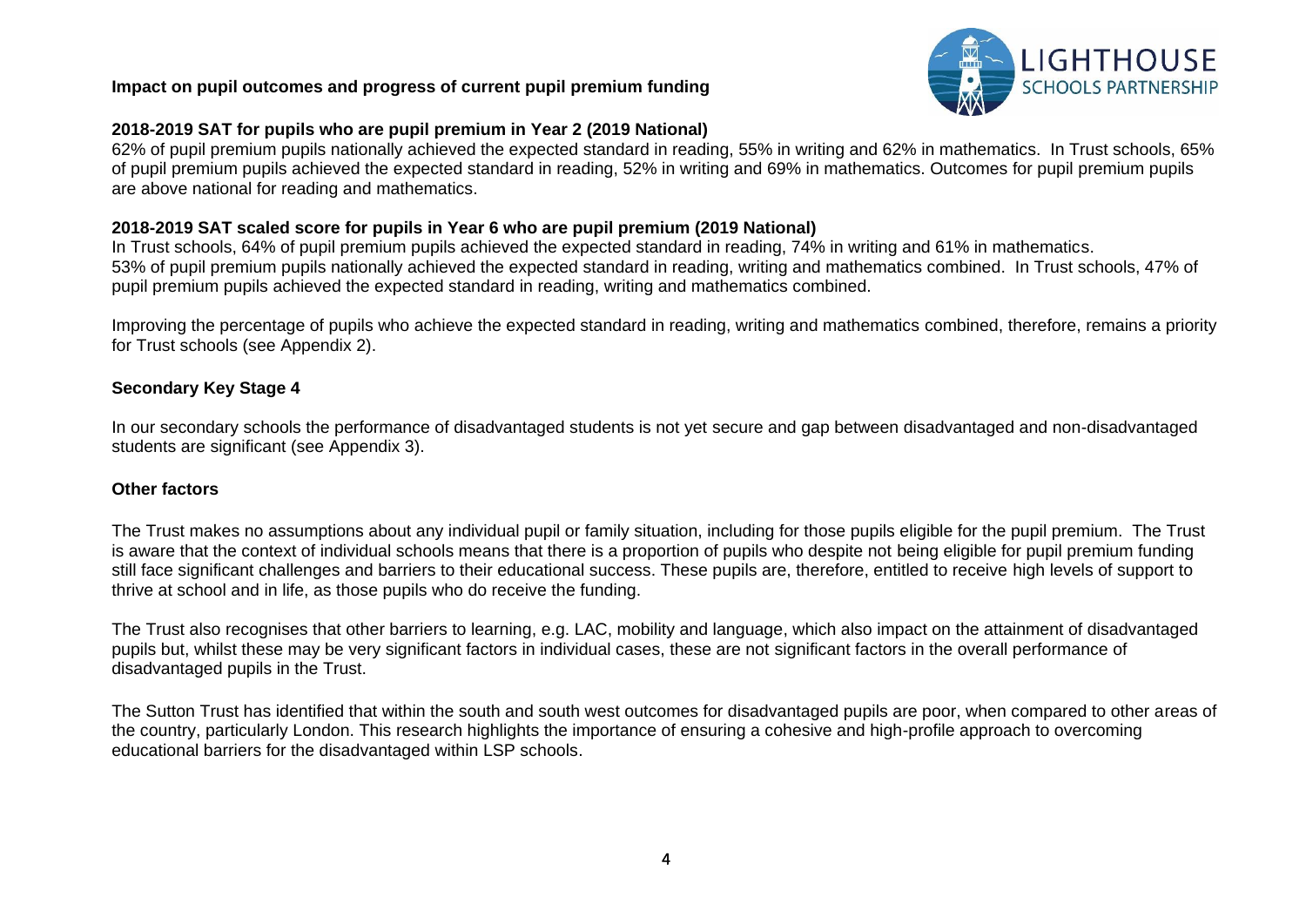**Impact on pupil outcomes and progress of current pupil premium funding**

**2018-2019 SAT for pupils who are pupil premium in Year 2 (2019 National)**

62% of pupil premium pupils nationally achieved the expected standard in reading, 55% in writing and 62% in mathematics. In Trust schools, 65% of pupil premium pupils achieved the expected standard in reading, 52% in writing and 69% in mathematics. Outcomes for pupil premium pupils are above national for reading and mathematics.

**2018-2019 SAT scaled score for pupils in Year 6 who are pupil premium (2019 National)**

In Trust schools, 64% of pupil premium pupils achieved the expected standard in reading, 74% in writing and 61% in mathematics.
53% of pupil premium pupils nationally achieved the expected standard in reading, writing and mathematics combined. In Trust schools, 47% of pupil premium pupils achieved the expected standard in reading, writing and mathematics combined.

Improving the percentage of pupils who achieve the expected standard in reading, writing and mathematics combined, therefore, remains a priority for Trust schools (see Appendix 2).

**Secondary Key Stage 4**

In our secondary schools the performance of disadvantaged students is not yet secure and gap between disadvantaged and non-disadvantaged students are significant (see Appendix 3).

**Other factors**

The Trust makes no assumptions about any individual pupil or family situation, including for those pupils eligible for the pupil premium. The Trust is aware that the context of individual schools means that there is a proportion of pupils who despite not being eligible for pupil premium funding still face significant challenges and barriers to their educational success. These pupils are, therefore, entitled to receive high levels of support to thrive at school and in life, as those pupils who do receive the funding.

The Trust also recognises that other barriers to learning, e.g. LAC, mobility and language, which also impact on the attainment of disadvantaged pupils but, whilst these may be very significant factors in individual cases, these are not significant factors in the overall performance of disadvantaged pupils in the Trust.

The Sutton Trust has identified that within the south and south west outcomes for disadvantaged pupils are poor, when compared to other areas of the country, particularly London. This research highlights the importance of ensuring a cohesive and high-profile approach to overcoming educational barriers for the disadvantaged within LSP schools.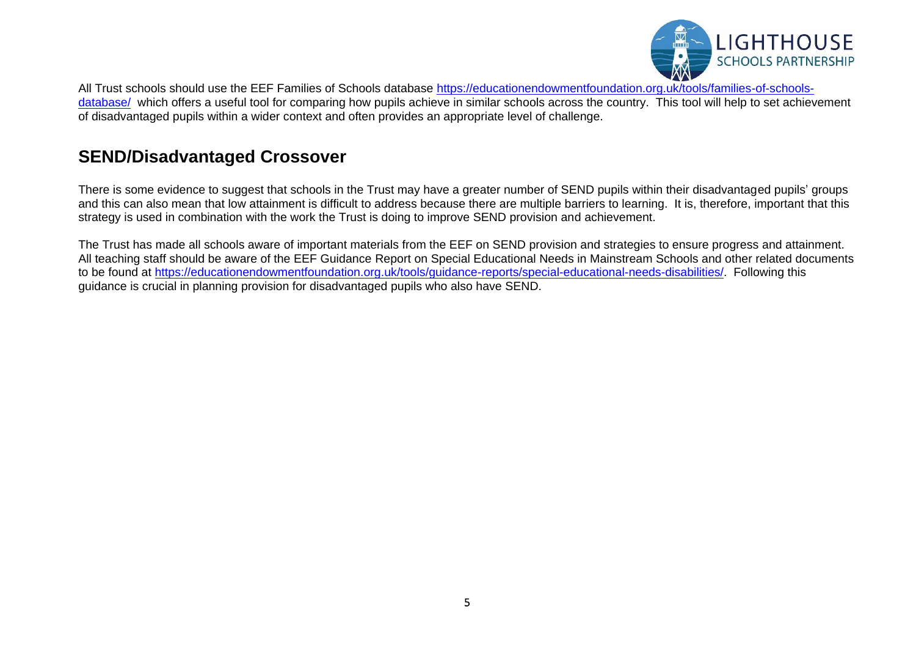All Trust schools should use the EEF Families of Schools database [https://educationendowmentfoundation.org.uk/tools/families-of-schools-database/](https://educationendowmentfoundation.org.uk/tools/families-of-schools-database/) which offers a useful tool for comparing how pupils achieve in similar schools across the country. This tool will help to set achievement of disadvantaged pupils within a wider context and often provides an appropriate level of challenge.

## SEND/Disadvantaged Crossover

There is some evidence to suggest that schools in the Trust may have a greater number of SEND pupils within their disadvantaged pupils' groups and this can also mean that low attainment is difficult to address because there are multiple barriers to learning. It is, therefore, important that this strategy is used in combination with the work the Trust is doing to improve SEND provision and achievement.

The Trust has made all schools aware of important materials from the EEF on SEND provision and strategies to ensure progress and attainment. All teaching staff should be aware of the EEF Guidance Report on Special Educational Needs in Mainstream Schools and other related documents to be found at [https://educationendowmentfoundation.org.uk/tools/guidance-reports/special-educational-needs-disabilities/](https://educationendowmentfoundation.org.uk/tools/guidance-reports/special-educational-needs-disabilities/). Following this guidance is crucial in planning provision for disadvantaged pupils who also have SEND.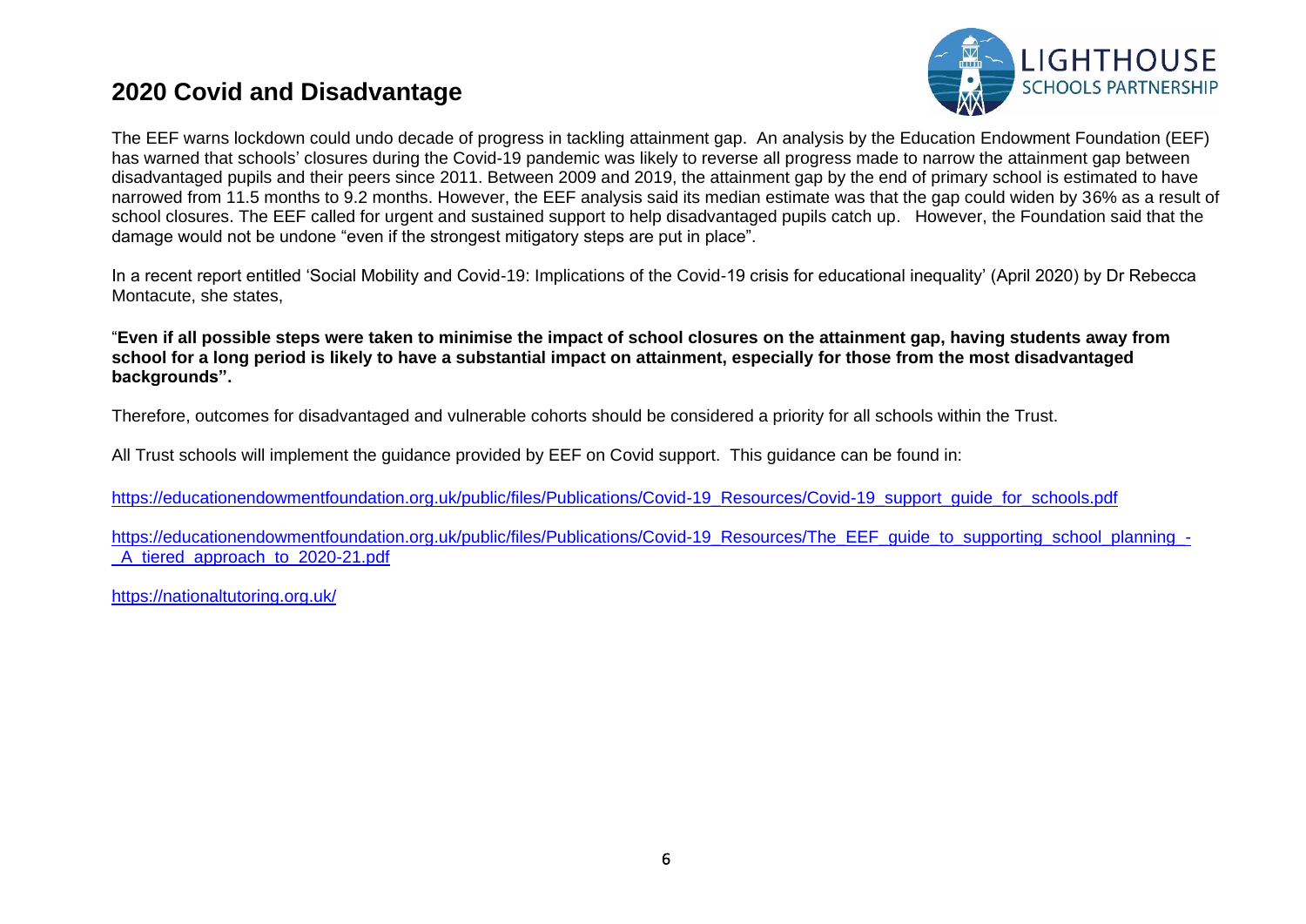## 2020 Covid and Disadvantage

The EEF warns lockdown could undo decade of progress in tackling attainment gap. An analysis by the Education Endowment Foundation (EEF) has warned that schools' closures during the Covid-19 pandemic was likely to reverse all progress made to narrow the attainment gap between disadvantaged pupils and their peers since 2011. Between 2009 and 2019, the attainment gap by the end of primary school is estimated to have narrowed from 11.5 months to 9.2 months. However, the EEF analysis said its median estimate was that the gap could widen by 36% as a result of school closures. The EEF called for urgent and sustained support to help disadvantaged pupils catch up. However, the Foundation said that the damage would not be undone "even if the strongest mitigatory steps are put in place".

In a recent report entitled 'Social Mobility and Covid-19: Implications of the Covid-19 crisis for educational inequality' (April 2020) by Dr Rebecca Montacute, she states,

"**Even if all possible steps were taken to minimise the impact of school closures on the attainment gap, having students away from school for a long period is likely to have a substantial impact on attainment, especially for those from the most disadvantaged backgrounds".**

Therefore, outcomes for disadvantaged and vulnerable cohorts should be considered a priority for all schools within the Trust.

All Trust schools will implement the guidance provided by EEF on Covid support. This guidance can be found in:

https://educationendowmentfoundation.org.uk/public/files/Publications/Covid-19_Resources/Covid-19_support_guide_for_schools.pdf

https://educationendowmentfoundation.org.uk/public/files/Publications/Covid-19_Resources/The_EEF_guide_to_supporting_school_planning_-_A_tiered_approach_to_2020-21.pdf

https://nationaltutoring.org.uk/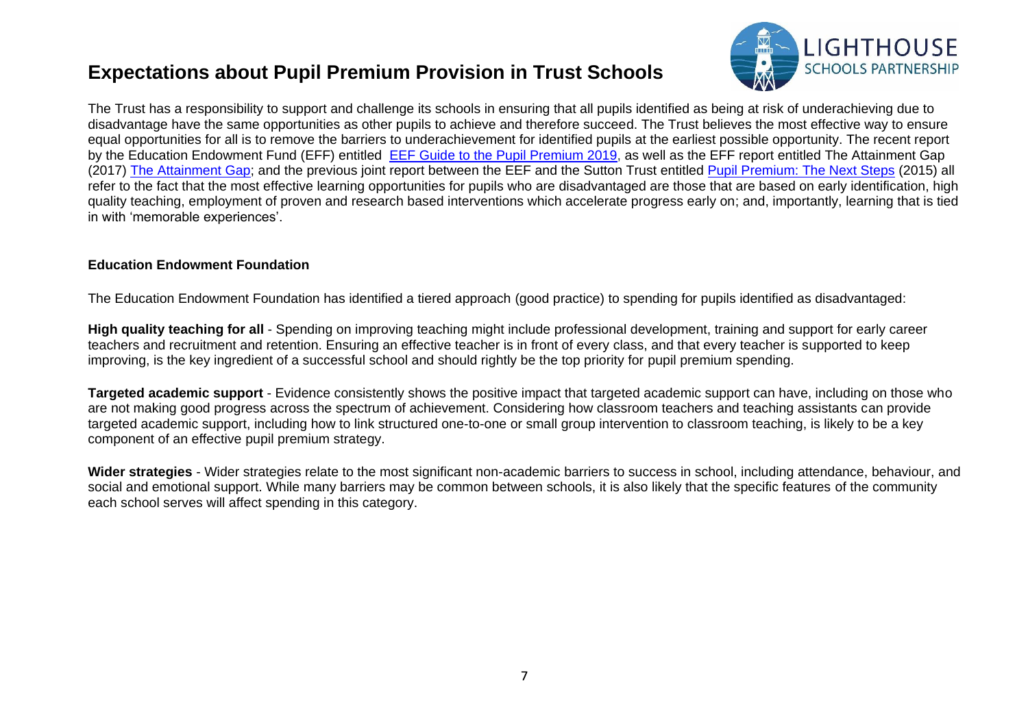# Expectations about Pupil Premium Provision in Trust Schools

The Trust has a responsibility to support and challenge its schools in ensuring that all pupils identified as being at risk of underachieving due to disadvantage have the same opportunities as other pupils to achieve and therefore succeed. The Trust believes the most effective way to ensure equal opportunities for all is to remove the barriers to underachievement for identified pupils at the earliest possible opportunity. The recent report by the Education Endowment Fund (EFF) entitled EEF Guide to the Pupil Premium 2019, as well as the EFF report entitled The Attainment Gap (2017) The Attainment Gap; and the previous joint report between the EEF and the Sutton Trust entitled Pupil Premium: The Next Steps (2015) all refer to the fact that the most effective learning opportunities for pupils who are disadvantaged are those that are based on early identification, high quality teaching, employment of proven and research based interventions which accelerate progress early on; and, importantly, learning that is tied in with 'memorable experiences'.

**Education Endowment Foundation**

The Education Endowment Foundation has identified a tiered approach (good practice) to spending for pupils identified as disadvantaged:

**High quality teaching for all** - Spending on improving teaching might include professional development, training and support for early career teachers and recruitment and retention. Ensuring an effective teacher is in front of every class, and that every teacher is supported to keep improving, is the key ingredient of a successful school and should rightly be the top priority for pupil premium spending.

**Targeted academic support** - Evidence consistently shows the positive impact that targeted academic support can have, including on those who are not making good progress across the spectrum of achievement. Considering how classroom teachers and teaching assistants can provide targeted academic support, including how to link structured one-to-one or small group intervention to classroom teaching, is likely to be a key component of an effective pupil premium strategy.

**Wider strategies** - Wider strategies relate to the most significant non-academic barriers to success in school, including attendance, behaviour, and social and emotional support. While many barriers may be common between schools, it is also likely that the specific features of the community each school serves will affect spending in this category.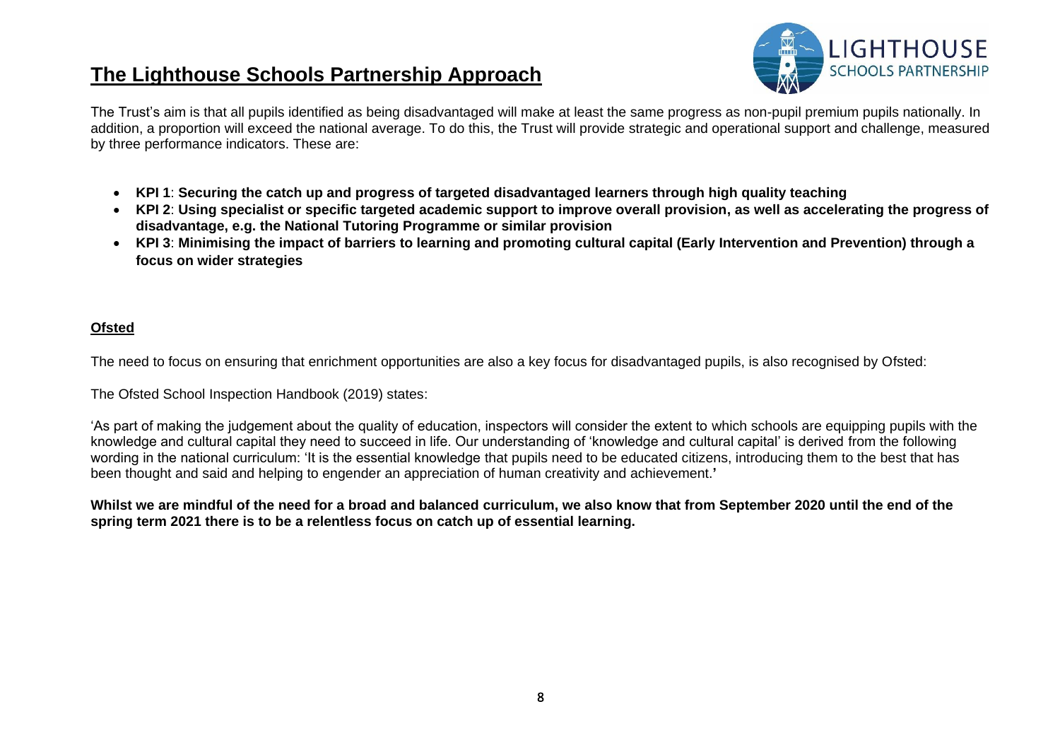# The Lighthouse Schools Partnership Approach

The Trust's aim is that all pupils identified as being disadvantaged will make at least the same progress as non-pupil premium pupils nationally. In addition, a proportion will exceed the national average. To do this, the Trust will provide strategic and operational support and challenge, measured by three performance indicators. These are:

- **KPI 1**: **Securing the catch up and progress of targeted disadvantaged learners through high quality teaching**
- **KPI 2**: **Using specialist or specific targeted academic support to improve overall provision, as well as accelerating the progress of disadvantage, e.g. the National Tutoring Programme or similar provision**
- **KPI 3**: **Minimising the impact of barriers to learning and promoting cultural capital (Early Intervention and Prevention) through a focus on wider strategies**

## Ofsted

The need to focus on ensuring that enrichment opportunities are also a key focus for disadvantaged pupils, is also recognised by Ofsted:

The Ofsted School Inspection Handbook (2019) states:

'As part of making the judgement about the quality of education, inspectors will consider the extent to which schools are equipping pupils with the knowledge and cultural capital they need to succeed in life. Our understanding of 'knowledge and cultural capital' is derived from the following wording in the national curriculum: 'It is the essential knowledge that pupils need to be educated citizens, introducing them to the best that has been thought and said and helping to engender an appreciation of human creativity and achievement.'

**Whilst we are mindful of the need for a broad and balanced curriculum, we also know that from September 2020 until the end of the spring term 2021 there is to be a relentless focus on catch up of essential learning.**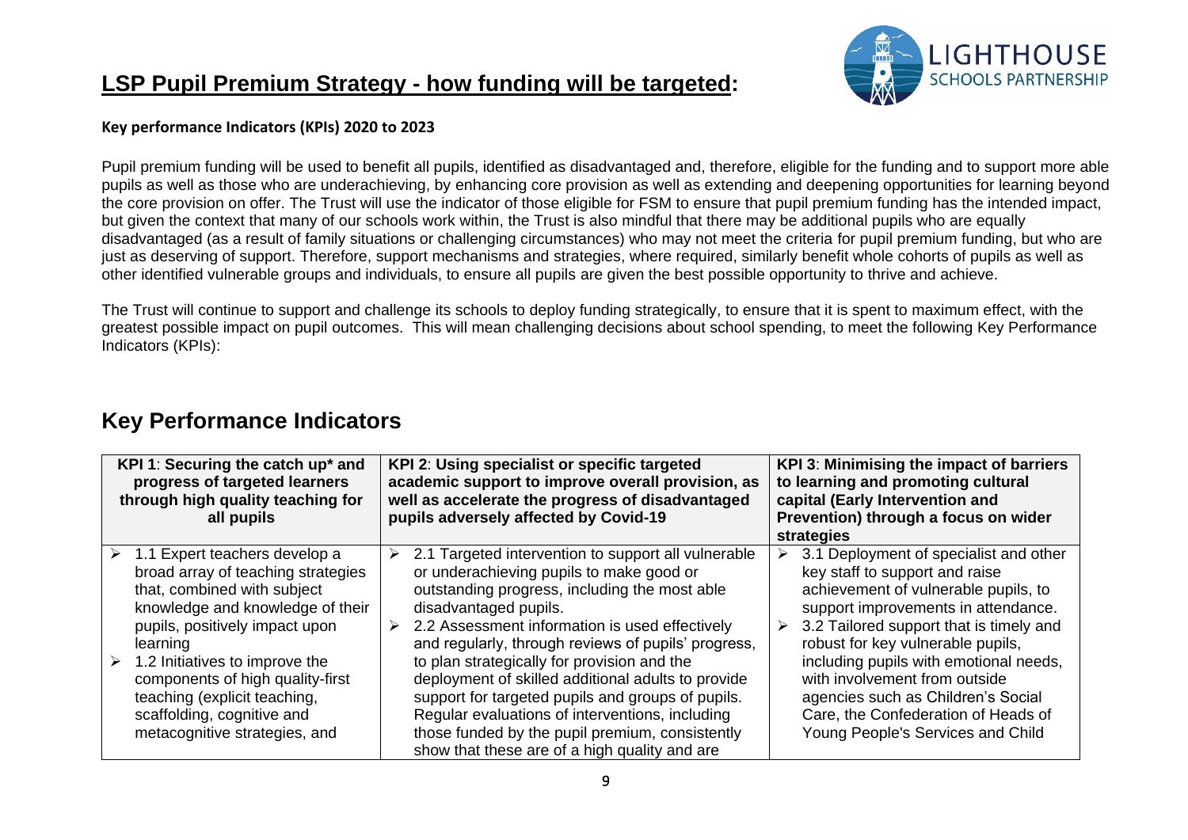## **LSP Pupil Premium Strategy - how funding will be targeted:**

**Key performance Indicators (KPIs) 2020 to 2023**

Pupil premium funding will be used to benefit all pupils, identified as disadvantaged and, therefore, eligible for the funding and to support more able pupils as well as those who are underachieving, by enhancing core provision as well as extending and deepening opportunities for learning beyond the core provision on offer. The Trust will use the indicator of those eligible for FSM to ensure that pupil premium funding has the intended impact, but given the context that many of our schools work within, the Trust is also mindful that there may be additional pupils who are equally disadvantaged (as a result of family situations or challenging circumstances) who may not meet the criteria for pupil premium funding, but who are just as deserving of support. Therefore, support mechanisms and strategies, where required, similarly benefit whole cohorts of pupils as well as other identified vulnerable groups and individuals, to ensure all pupils are given the best possible opportunity to thrive and achieve.

The Trust will continue to support and challenge its schools to deploy funding strategically, to ensure that it is spent to maximum effect, with the greatest possible impact on pupil outcomes. This will mean challenging decisions about school spending, to meet the following Key Performance Indicators (KPIs):

## Key Performance Indicators

| **KPI 1**: **Securing the catch up* and progress of targeted learners through high quality teaching for all pupils** | **KPI 2**: **Using specialist or specific targeted academic support to improve overall provision, as well as accelerate the progress of disadvantaged pupils adversely affected by Covid-19** | **KPI 3**: **Minimising the impact of barriers to learning and promoting cultural capital (Early Intervention and Prevention) through a focus on wider strategies** |
|---|---|---|
| ➢ 1.1 Expert teachers develop a broad array of teaching strategies that, combined with subject knowledge and knowledge of their pupils, positively impact upon learning<br>➢ 1.2 Initiatives to improve the components of high quality-first teaching (explicit teaching, scaffolding, cognitive and metacognitive strategies, and | ➢ 2.1 Targeted intervention to support all vulnerable or underachieving pupils to make good or outstanding progress, including the most able disadvantaged pupils.<br>➢ 2.2 Assessment information is used effectively and regularly, through reviews of pupils' progress, to plan strategically for provision and the deployment of skilled additional adults to provide support for targeted pupils and groups of pupils. Regular evaluations of interventions, including those funded by the pupil premium, consistently show that these are of a high quality and are | ➢ 3.1 Deployment of specialist and other key staff to support and raise achievement of vulnerable pupils, to support improvements in attendance.<br>➢ 3.2 Tailored support that is timely and robust for key vulnerable pupils, including pupils with emotional needs, with involvement from outside agencies such as Children's Social Care, the Confederation of Heads of Young People's Services and Child |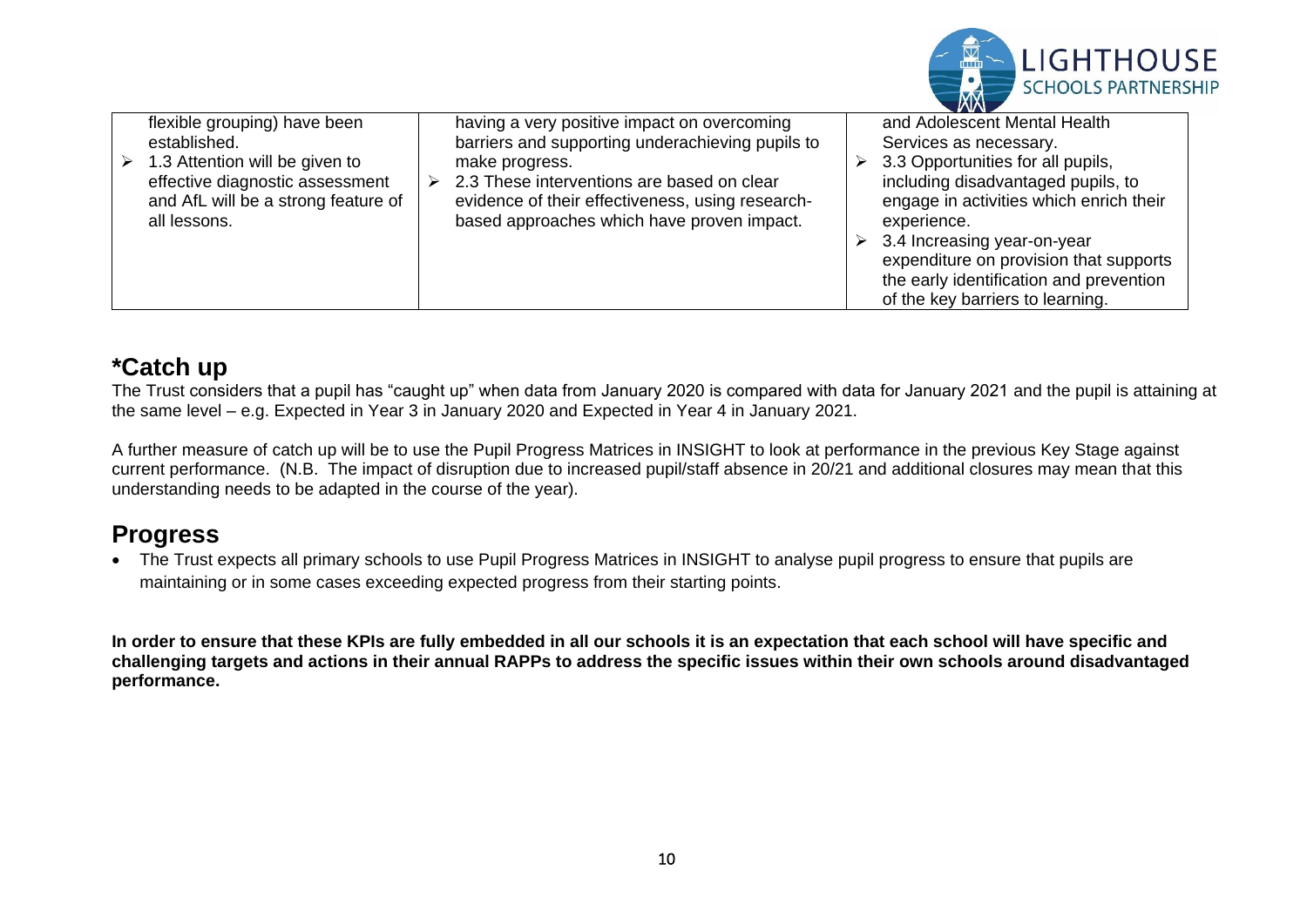| | | |
|---|---|---|
| flexible grouping) have been established.<br>➢ 1.3 Attention will be given to effective diagnostic assessment and AfL will be a strong feature of all lessons. | having a very positive impact on overcoming barriers and supporting underachieving pupils to make progress.<br>➢ 2.3 These interventions are based on clear evidence of their effectiveness, using research-based approaches which have proven impact. | and Adolescent Mental Health Services as necessary.<br>➢ 3.3 Opportunities for all pupils, including disadvantaged pupils, to engage in activities which enrich their experience.<br>➢ 3.4 Increasing year-on-year expenditure on provision that supports the early identification and prevention of the key barriers to learning. |

## *Catch up

The Trust considers that a pupil has "caught up" when data from January 2020 is compared with data for January 2021 and the pupil is attaining at the same level – e.g. Expected in Year 3 in January 2020 and Expected in Year 4 in January 2021.

A further measure of catch up will be to use the Pupil Progress Matrices in INSIGHT to look at performance in the previous Key Stage against current performance. (N.B. The impact of disruption due to increased pupil/staff absence in 20/21 and additional closures may mean that this understanding needs to be adapted in the course of the year).

## Progress

- The Trust expects all primary schools to use Pupil Progress Matrices in INSIGHT to analyse pupil progress to ensure that pupils are maintaining or in some cases exceeding expected progress from their starting points.

**In order to ensure that these KPIs are fully embedded in all our schools it is an expectation that each school will have specific and challenging targets and actions in their annual RAPPs to address the specific issues within their own schools around disadvantaged performance.**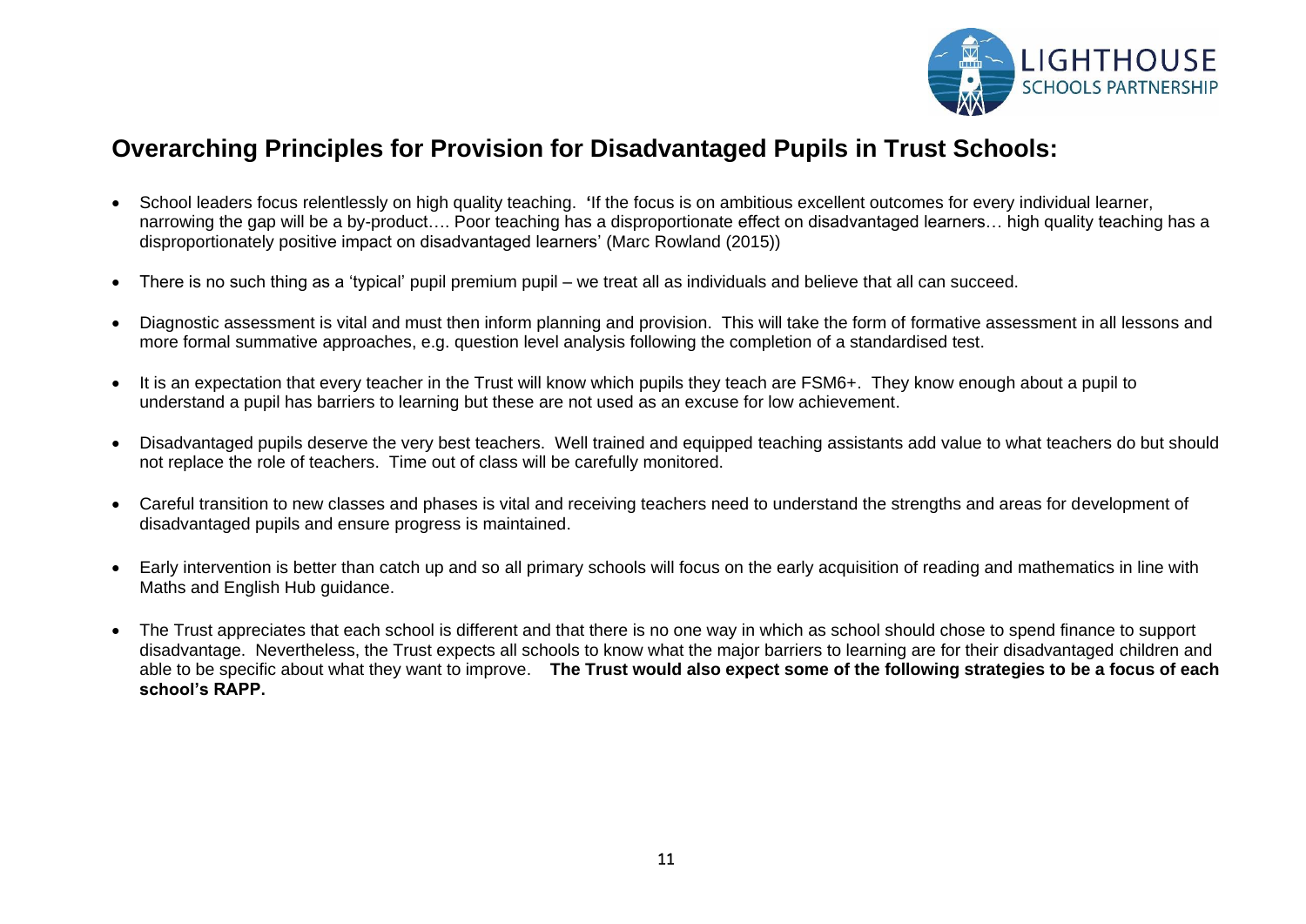## Overarching Principles for Provision for Disadvantaged Pupils in Trust Schools:

- School leaders focus relentlessly on high quality teaching. **'**If the focus is on ambitious excellent outcomes for every individual learner, narrowing the gap will be a by-product…. Poor teaching has a disproportionate effect on disadvantaged learners… high quality teaching has a disproportionately positive impact on disadvantaged learners' (Marc Rowland (2015))

- There is no such thing as a 'typical' pupil premium pupil – we treat all as individuals and believe that all can succeed.

- Diagnostic assessment is vital and must then inform planning and provision. This will take the form of formative assessment in all lessons and more formal summative approaches, e.g. question level analysis following the completion of a standardised test.

- It is an expectation that every teacher in the Trust will know which pupils they teach are FSM6+. They know enough about a pupil to understand a pupil has barriers to learning but these are not used as an excuse for low achievement.

- Disadvantaged pupils deserve the very best teachers. Well trained and equipped teaching assistants add value to what teachers do but should not replace the role of teachers. Time out of class will be carefully monitored.

- Careful transition to new classes and phases is vital and receiving teachers need to understand the strengths and areas for development of disadvantaged pupils and ensure progress is maintained.

- Early intervention is better than catch up and so all primary schools will focus on the early acquisition of reading and mathematics in line with Maths and English Hub guidance.

- The Trust appreciates that each school is different and that there is no one way in which as school should chose to spend finance to support disadvantage. Nevertheless, the Trust expects all schools to know what the major barriers to learning are for their disadvantaged children and able to be specific about what they want to improve. **The Trust would also expect some of the following strategies to be a focus of each school's RAPP.**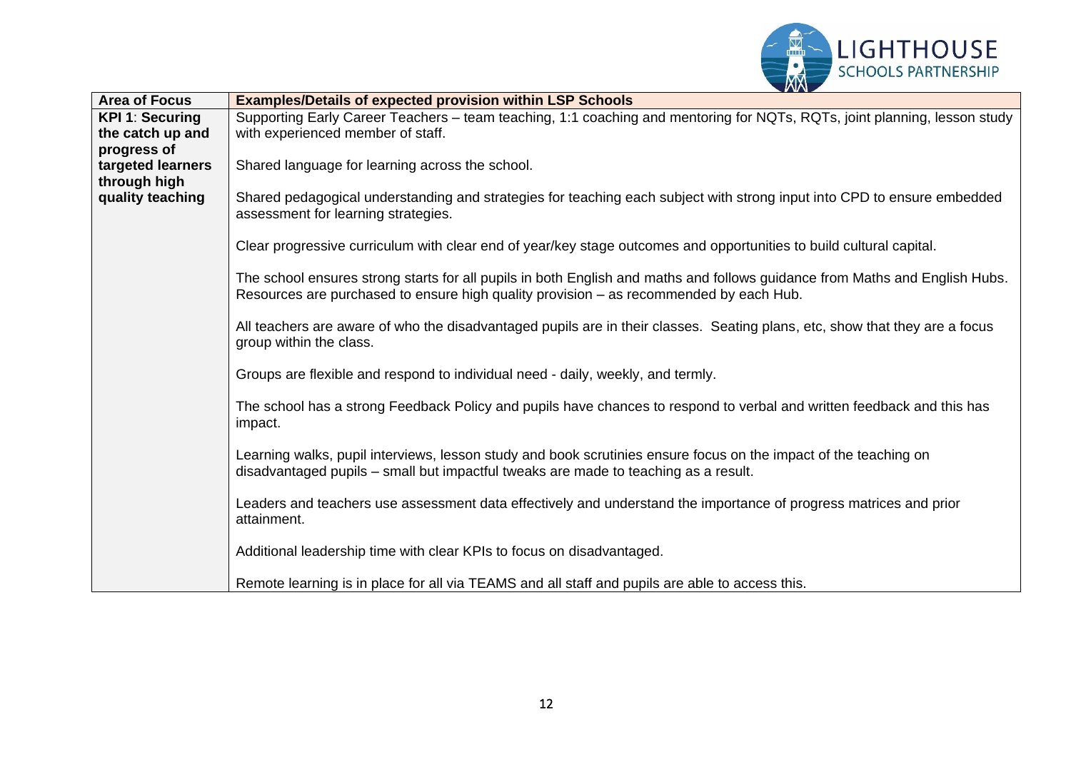| Area of Focus | Examples/Details of expected provision within LSP Schools |
|---|---|
| **KPI 1**: **Securing the catch up and progress of targeted learners through high quality teaching** | Supporting Early Career Teachers – team teaching, 1:1 coaching and mentoring for NQTs, RQTs, joint planning, lesson study with experienced member of staff.<br><br>Shared language for learning across the school.<br><br>Shared pedagogical understanding and strategies for teaching each subject with strong input into CPD to ensure embedded assessment for learning strategies.<br><br>Clear progressive curriculum with clear end of year/key stage outcomes and opportunities to build cultural capital.<br><br>The school ensures strong starts for all pupils in both English and maths and follows guidance from Maths and English Hubs. Resources are purchased to ensure high quality provision – as recommended by each Hub.<br><br>All teachers are aware of who the disadvantaged pupils are in their classes. Seating plans, etc, show that they are a focus group within the class.<br><br>Groups are flexible and respond to individual need - daily, weekly, and termly.<br><br>The school has a strong Feedback Policy and pupils have chances to respond to verbal and written feedback and this has impact.<br><br>Learning walks, pupil interviews, lesson study and book scrutinies ensure focus on the impact of the teaching on disadvantaged pupils – small but impactful tweaks are made to teaching as a result.<br><br>Leaders and teachers use assessment data effectively and understand the importance of progress matrices and prior attainment.<br><br>Additional leadership time with clear KPIs to focus on disadvantaged.<br><br>Remote learning is in place for all via TEAMS and all staff and pupils are able to access this. |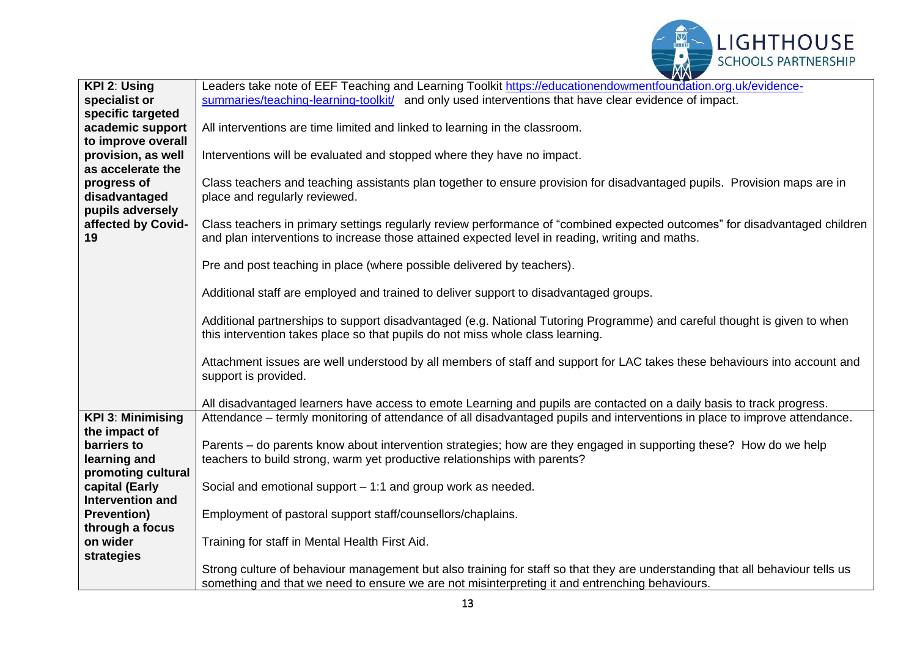| | |
|---|---|
| **KPI 2: Using specialist or specific targeted academic support to improve overall provision, as well as accelerate the progress of disadvantaged pupils adversely affected by Covid-19** | Leaders take note of EEF Teaching and Learning Toolkit [https://educationendowmentfoundation.org.uk/evidence-summaries/teaching-learning-toolkit/](https://educationendowmentfoundation.org.uk/evidence-summaries/teaching-learning-toolkit/) and only used interventions that have clear evidence of impact.<br><br>All interventions are time limited and linked to learning in the classroom.<br><br>Interventions will be evaluated and stopped where they have no impact.<br><br>Class teachers and teaching assistants plan together to ensure provision for disadvantaged pupils. Provision maps are in place and regularly reviewed.<br><br>Class teachers in primary settings regularly review performance of "combined expected outcomes" for disadvantaged children and plan interventions to increase those attained expected level in reading, writing and maths.<br><br>Pre and post teaching in place (where possible delivered by teachers).<br><br>Additional staff are employed and trained to deliver support to disadvantaged groups.<br><br>Additional partnerships to support disadvantaged (e.g. National Tutoring Programme) and careful thought is given to when this intervention takes place so that pupils do not miss whole class learning.<br><br>Attachment issues are well understood by all members of staff and support for LAC takes these behaviours into account and support is provided.<br><br>All disadvantaged learners have access to emote Learning and pupils are contacted on a daily basis to track progress. |
| **KPI 3: Minimising the impact of barriers to learning and promoting cultural capital (Early Intervention and Prevention) through a focus on wider strategies** | Attendance – termly monitoring of attendance of all disadvantaged pupils and interventions in place to improve attendance.<br><br>Parents – do parents know about intervention strategies; how are they engaged in supporting these? How do we help teachers to build strong, warm yet productive relationships with parents?<br><br>Social and emotional support – 1:1 and group work as needed.<br><br>Employment of pastoral support staff/counsellors/chaplains.<br><br>Training for staff in Mental Health First Aid.<br><br>Strong culture of behaviour management but also training for staff so that they are understanding that all behaviour tells us something and that we need to ensure we are not misinterpreting it and entrenching behaviours. |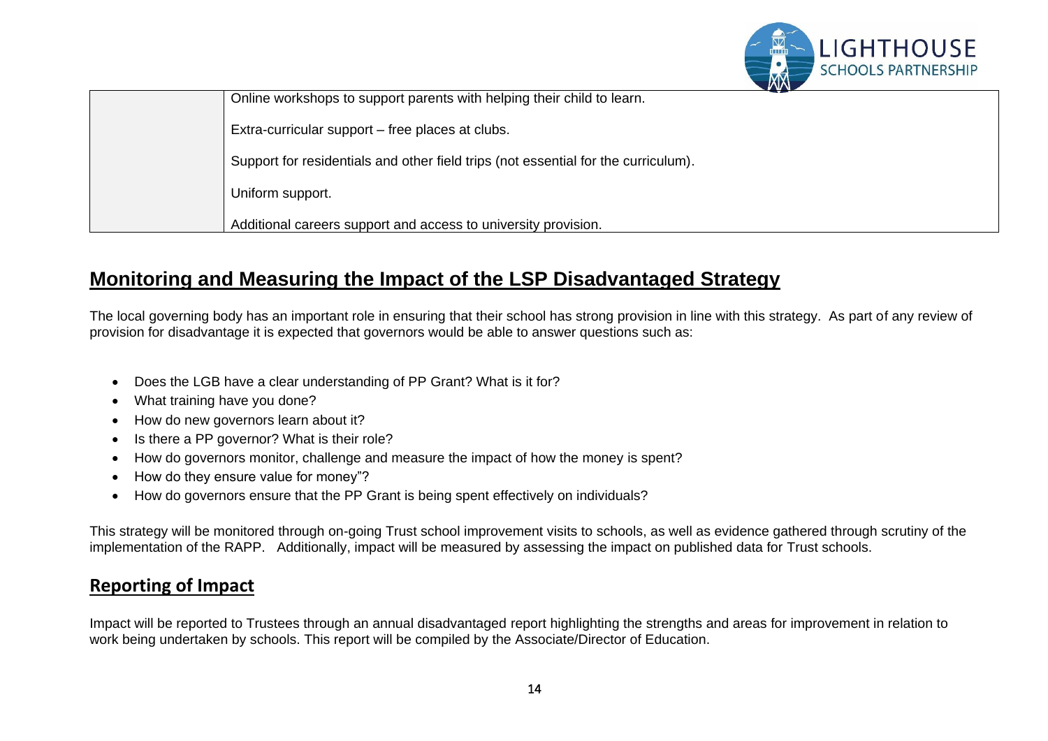| | |
|---|---|
| | Online workshops to support parents with helping their child to learn.<br><br>Extra-curricular support – free places at clubs.<br><br>Support for residentials and other field trips (not essential for the curriculum).<br><br>Uniform support.<br><br>Additional careers support and access to university provision. |

## Monitoring and Measuring the Impact of the LSP Disadvantaged Strategy

The local governing body has an important role in ensuring that their school has strong provision in line with this strategy. As part of any review of provision for disadvantage it is expected that governors would be able to answer questions such as:

- Does the LGB have a clear understanding of PP Grant? What is it for?
- What training have you done?
- How do new governors learn about it?
- Is there a PP governor? What is their role?
- How do governors monitor, challenge and measure the impact of how the money is spent?
- How do they ensure value for money"?
- How do governors ensure that the PP Grant is being spent effectively on individuals?

This strategy will be monitored through on-going Trust school improvement visits to schools, as well as evidence gathered through scrutiny of the implementation of the RAPP. Additionally, impact will be measured by assessing the impact on published data for Trust schools.

## Reporting of Impact

Impact will be reported to Trustees through an annual disadvantaged report highlighting the strengths and areas for improvement in relation to work being undertaken by schools. This report will be compiled by the Associate/Director of Education.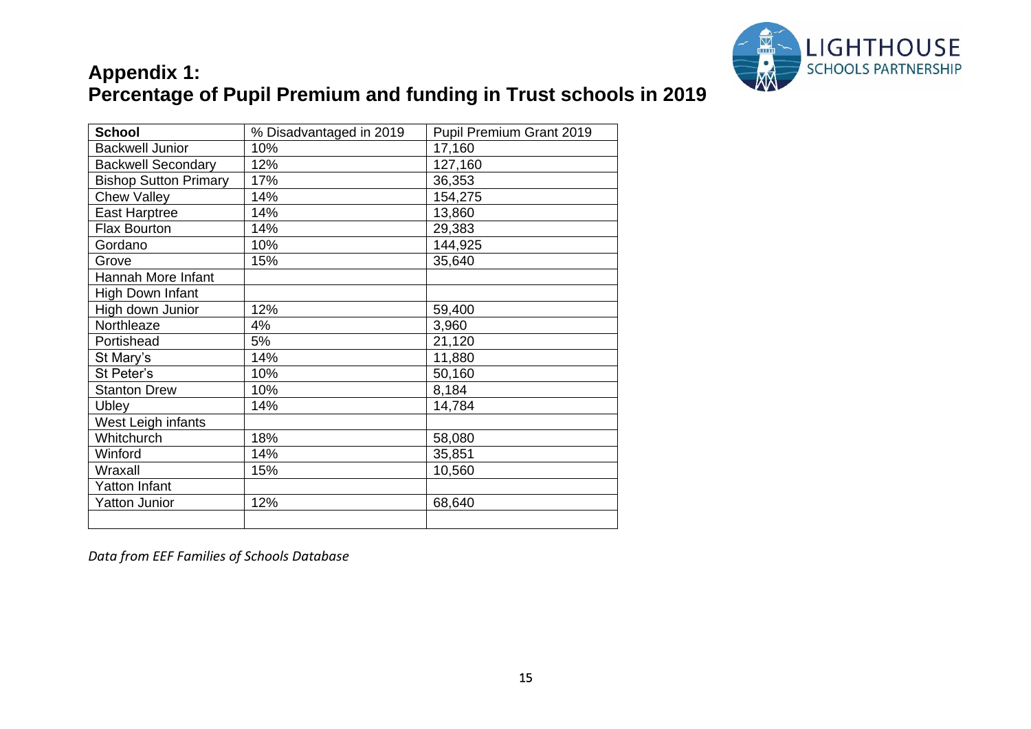## Appendix 1:
## Percentage of Pupil Premium and funding in Trust schools in 2019

| School | % Disadvantaged in 2019 | Pupil Premium Grant 2019 |
|---|---|---|
| Backwell Junior | 10% | 17,160 |
| Backwell Secondary | 12% | 127,160 |
| Bishop Sutton Primary | 17% | 36,353 |
| Chew Valley | 14% | 154,275 |
| East Harptree | 14% | 13,860 |
| Flax Bourton | 14% | 29,383 |
| Gordano | 10% | 144,925 |
| Grove | 15% | 35,640 |
| Hannah More Infant | | |
| High Down Infant | | |
| High down Junior | 12% | 59,400 |
| Northleaze | 4% | 3,960 |
| Portishead | 5% | 21,120 |
| St Mary's | 14% | 11,880 |
| St Peter's | 10% | 50,160 |
| Stanton Drew | 10% | 8,184 |
| Ubley | 14% | 14,784 |
| West Leigh infants | | |
| Whitchurch | 18% | 58,080 |
| Winford | 14% | 35,851 |
| Wraxall | 15% | 10,560 |
| Yatton Infant | | |
| Yatton Junior | 12% | 68,640 |
| | | |

*Data from EEF Families of Schools Database*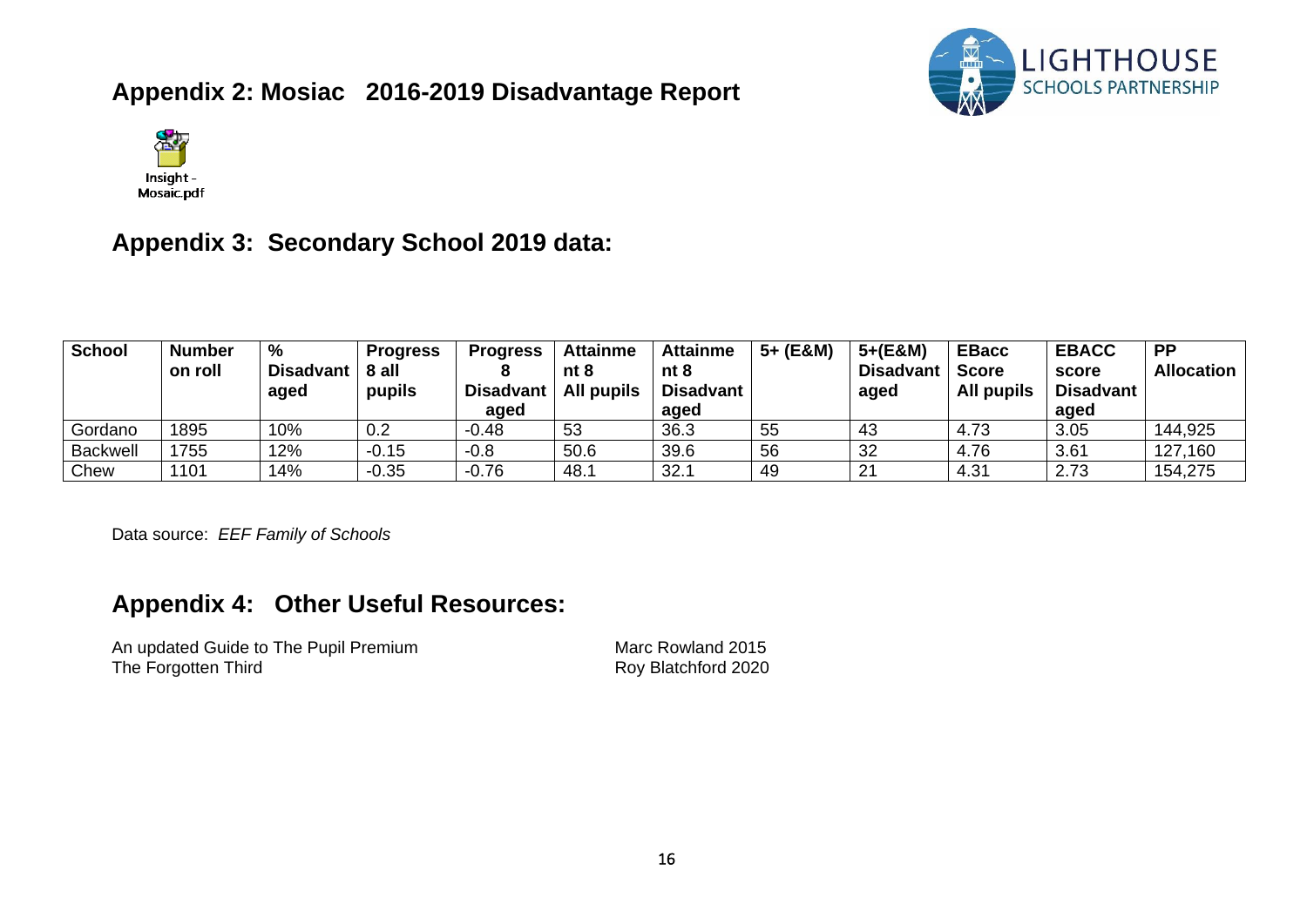## Appendix 2: Mosiac 2016-2019 Disadvantage Report

Insight - Mosaic.pdf

## Appendix 3: Secondary School 2019 data:

| School | Number on roll | % Disadvantaged | Progress 8 all pupils | Progress 8 Disadvantaged | Attainment 8 All pupils | Attainment 8 Disadvantaged | 5+ (E&M) | 5+(E&M) Disadvantaged | EBacc Score All pupils | EBACC score Disadvantaged | PP Allocation |
|---|---|---|---|---|---|---|---|---|---|---|---|
| Gordano | 1895 | 10% | 0.2 | -0.48 | 53 | 36.3 | 55 | 43 | 4.73 | 3.05 | 144,925 |
| Backwell | 1755 | 12% | -0.15 | -0.8 | 50.6 | 39.6 | 56 | 32 | 4.76 | 3.61 | 127,160 |
| Chew | 1101 | 14% | -0.35 | -0.76 | 48.1 | 32.1 | 49 | 21 | 4.31 | 2.73 | 154,275 |

Data source: *EEF Family of Schools*

## Appendix 4: Other Useful Resources:

An updated Guide to The Pupil Premium — Marc Rowland 2015
The Forgotten Third — Roy Blatchford 2020